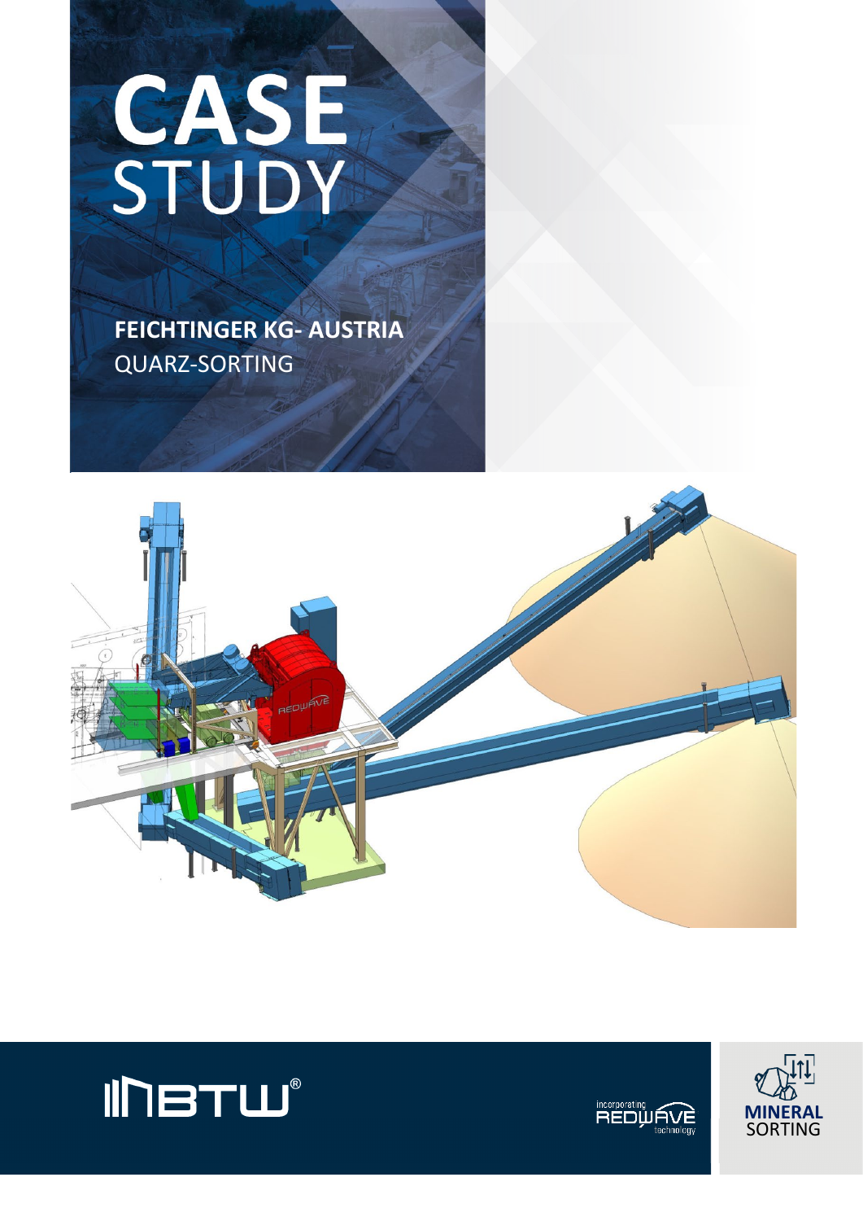# CASE STUDY

**FEICHTINGER KG- AUSTRIA**
QUARZ-SORTING

BTW®

incorporating REDWAVE technology

MINERAL SORTING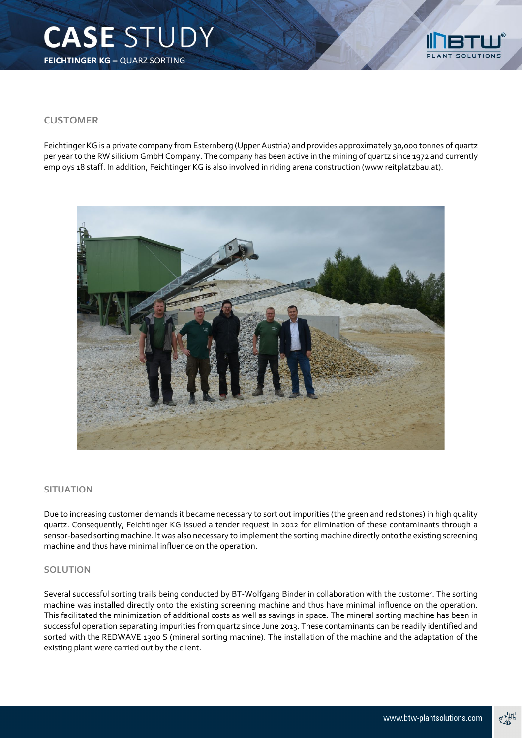# CASE STUDY

**FEICHTINGER KG –** QUARZ SORTING

## CUSTOMER

Feichtinger KG is a private company from Esternberg (Upper Austria) and provides approximately 30,000 tonnes of quartz per year to the RW silicium GmbH Company. The company has been active in the mining of quartz since 1972 and currently employs 18 staff. In addition, Feichtinger KG is also involved in riding arena construction (www reitplatzbau.at).

## SITUATION

Due to increasing customer demands it became necessary to sort out impurities (the green and red stones) in high quality quartz. Consequently, Feichtinger KG issued a tender request in 2012 for elimination of these contaminants through a sensor-based sorting machine. It was also necessary to implement the sorting machine directly onto the existing screening machine and thus have minimal influence on the operation.

## SOLUTION

Several successful sorting trails being conducted by BT-Wolfgang Binder in collaboration with the customer. The sorting machine was installed directly onto the existing screening machine and thus have minimal influence on the operation. This facilitated the minimization of additional costs as well as savings in space. The mineral sorting machine has been in successful operation separating impurities from quartz since June 2013. These contaminants can be readily identified and sorted with the REDWAVE 1300 S (mineral sorting machine). The installation of the machine and the adaptation of the existing plant were carried out by the client.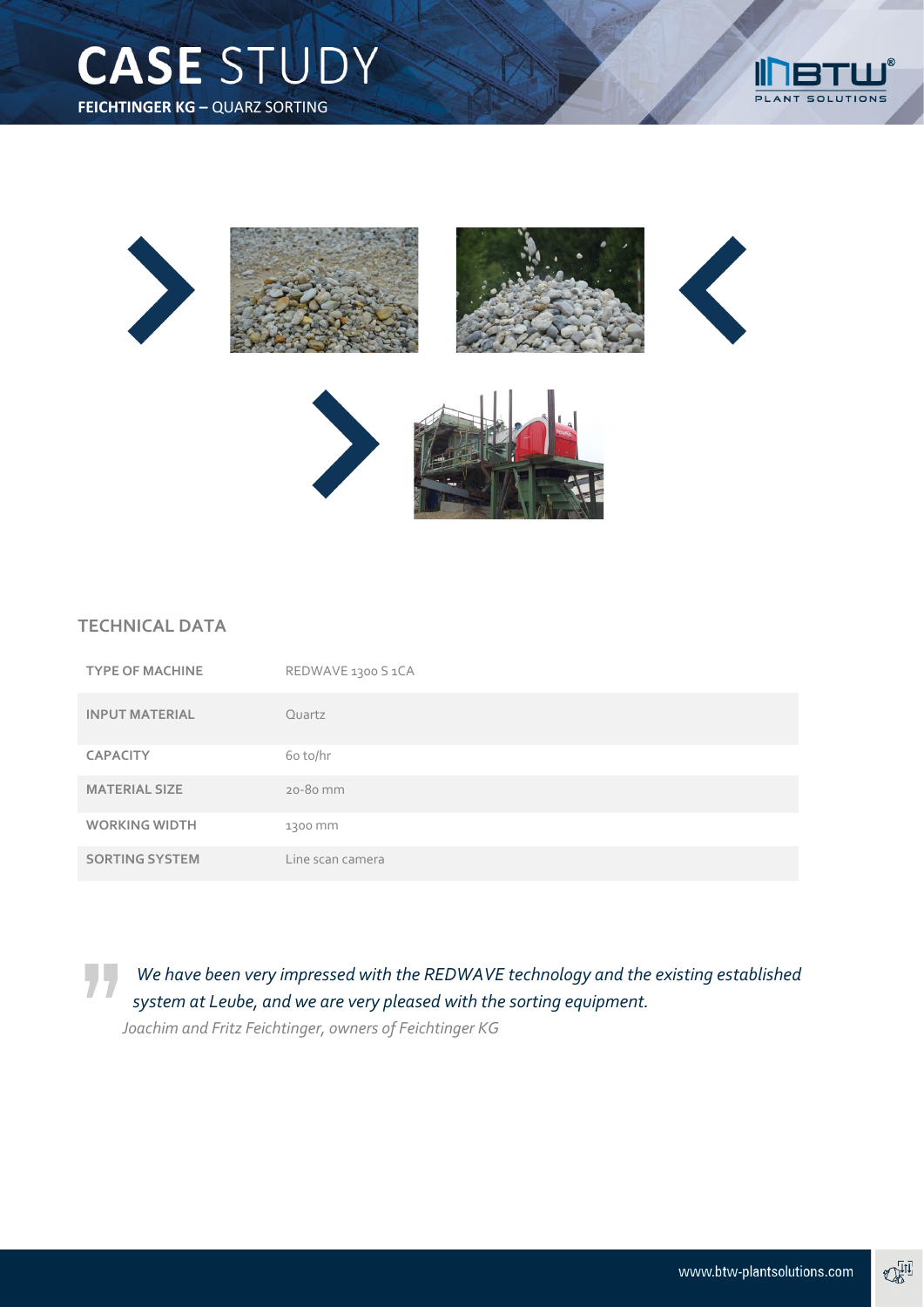# CASE STUDY

**FEICHTINGER KG –** QUARZ SORTING

## TECHNICAL DATA

| | |
|---|---|
| TYPE OF MACHINE | REDWAVE 1300 S 1CA |
| INPUT MATERIAL | Quartz |
| CAPACITY | 60 to/hr |
| MATERIAL SIZE | 20-80 mm |
| WORKING WIDTH | 1300 mm |
| SORTING SYSTEM | Line scan camera |

> *We have been very impressed with the REDWAVE technology and the existing established system at Leube, and we are very pleased with the sorting equipment.*
>
> *Joachim and Fritz Feichtinger, owners of Feichtinger KG*

www.btw-plantsolutions.com